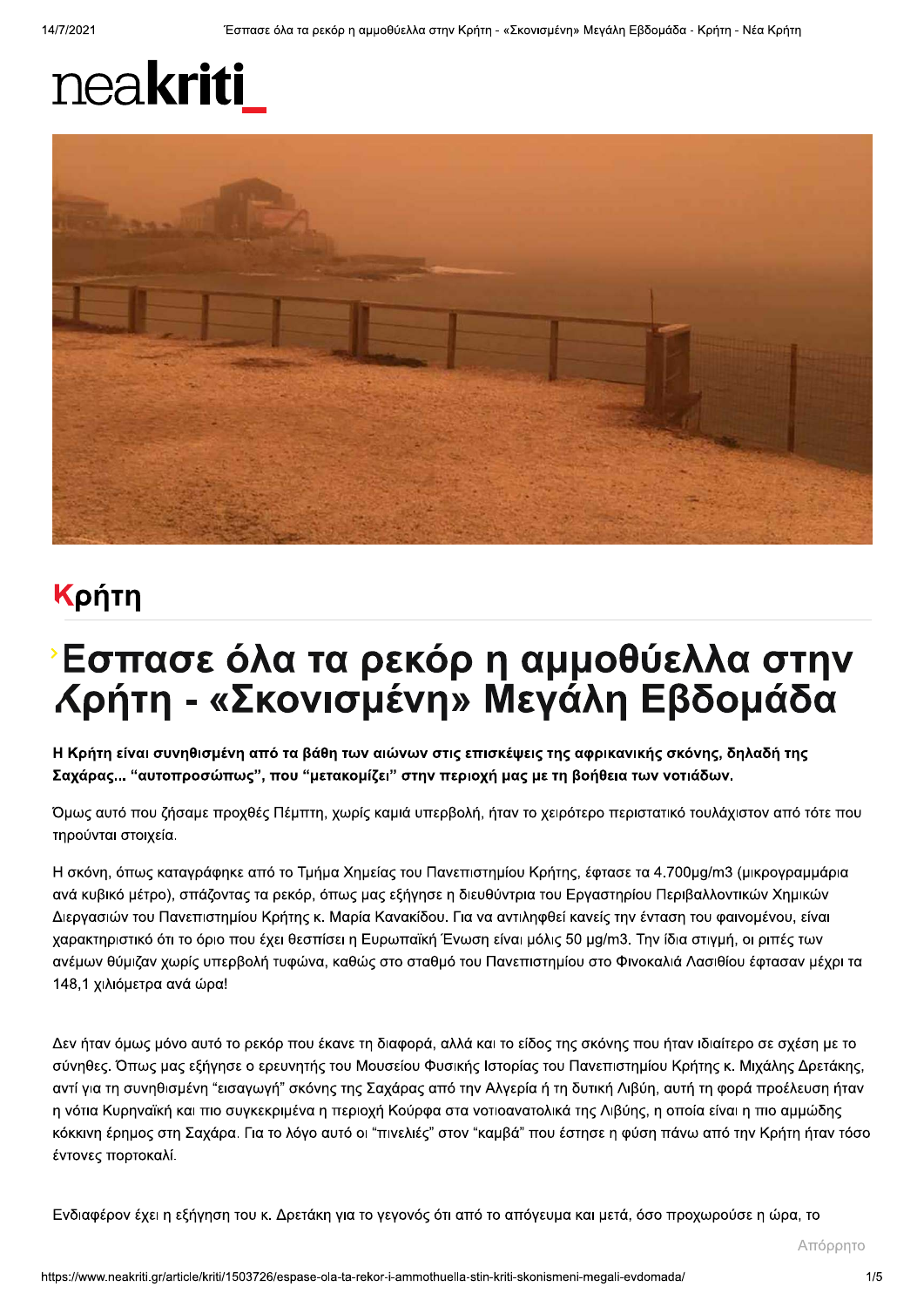neakriti

Κρήτη

# Εσπασε όλα τα ρεκόρ η αμμοθύελλα στην Κρήτη - «Σκονισμένη» Μεγάλη Εβδομάδα

**Η Κρήτη είναι συνηθισμένη από τα βάθη των αιώνων στις επισκέψεις της αφρικανικής σκόνης, δηλαδή της Σαχάρας... "αυτοπροσώπως", που "μετακομίζει" στην περιοχή μας με τη βοήθεια των νοτιάδων.**

Όμως αυτό που ζήσαμε προχθές Πέμπτη, χωρίς καμιά υπερβολή, ήταν το χειρότερο περιστατικό τουλάχιστον από τότε που τηρούνται στοιχεία.

Η σκόνη, όπως καταγράφηκε από το Τμήμα Χημείας του Πανεπιστημίου Κρήτης, έφτασε τα 4.700μg/m3 (μικρογραμμάρια ανά κυβικό μέτρο), σπάζοντας τα ρεκόρ, όπως μας εξήγησε η διευθύντρια του Εργαστηρίου Περιβαλλοντικών Χημικών Διεργασιών του Πανεπιστημίου Κρήτης κ. Μαρία Κανακίδου. Για να αντιληφθεί κανείς την ένταση του φαινομένου, είναι χαρακτηριστικό ότι το όριο που έχει θεσπίσει η Ευρωπαϊκή Ένωση είναι μόλις 50 μg/m3. Την ίδια στιγμή, οι ριπές των ανέμων θύμιζαν χωρίς υπερβολή τυφώνα, καθώς στο σταθμό του Πανεπιστημίου στο Φινοκαλιά Λασιθίου έφτασαν μέχρι τα 148,1 χιλιόμετρα ανά ώρα!

Δεν ήταν όμως μόνο αυτό το ρεκόρ που έκανε τη διαφορά, αλλά και το είδος της σκόνης που ήταν ιδιαίτερο σε σχέση με το σύνηθες. Όπως μας εξήγησε ο ερευνητής του Μουσείου Φυσικής Ιστορίας του Πανεπιστημίου Κρήτης κ. Μιχάλης Δρετάκης, αντί για τη συνηθισμένη "εισαγωγή" σκόνης της Σαχάρας από την Αλγερία ή τη δυτική Λιβύη, αυτή τη φορά προέλευση ήταν η νότια Κυρηναϊκή και πιο συγκεκριμένα η περιοχή Κούρφα στα νοτιοανατολικά της Λιβύης, η οποία είναι η πιο αμμώδης κόκκινη έρημος στη Σαχάρα. Για το λόγο αυτό οι "πινελιές" στον "καμβά" που έστησε η φύση πάνω από την Κρήτη ήταν τόσο έντονες πορτοκαλί.

Ενδιαφέρον έχει η εξήγηση του κ. Δρετάκη για το γεγονός ότι από το απόγευμα και μετά, όσο προχωρούσε η ώρα, το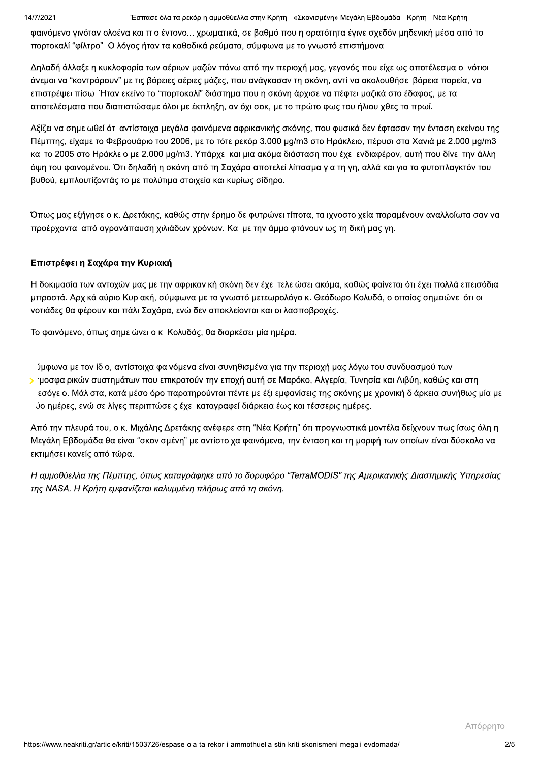φαινόμενο γινόταν ολοένα και πιο έντονο... χρωματικά, σε βαθμό που η ορατότητα έγινε σχεδόν μηδενική μέσα από το πορτοκαλί "φίλτρο". Ο λόγος ήταν τα καθοδικά ρεύματα, σύμφωνα με το γνωστό επιστήμονα.

Δηλαδή άλλαξε η κυκλοφορία των αέριων μαζών πάνω από την περιοχή μας, γεγονός που είχε ως αποτέλεσμα οι νότιοι άνεμοι να "κοντράρουν" με τις βόρειες αέριες μάζες, που ανάγκασαν τη σκόνη, αντί να ακολουθήσει βόρεια πορεία, να επιστρέψει πίσω. Ήταν εκείνο το "πορτοκαλί" διάστημα που η σκόνη άρχισε να πέφτει μαζικά στο έδαφος, με τα αποτελέσματα που διαπιστώσαμε όλοι με έκπληξη, αν όχι σοκ, με το πρώτο φως του ήλιου χθες το πρωί.

Αξίζει να σημειωθεί ότι αντίστοιχα μεγάλα φαινόμενα αφρικανικής σκόνης, που φυσικά δεν έφτασαν την ένταση εκείνου της Πέμπτης, είχαμε το Φεβρουάριο του 2006, με το τότε ρεκόρ 3.000 μg/m3 στο Ηράκλειο, πέρυσι στα Χανιά με 2.000 μg/m3 και το 2005 στο Ηράκλειο με 2.000 μg/m3. Υπάρχει και μια ακόμα διάσταση που έχει ενδιαφέρον, αυτή που δίνει την άλλη όψη του φαινομένου. Ότι δηλαδή η σκόνη από τη Σαχάρα αποτελεί λίπασμα για τη γη, αλλά και για το φυτοπλαγκτόν του βυθού, εμπλουτίζοντάς το με πολύτιμα στοιχεία και κυρίως σίδηρο.

Όπως μας εξήγησε ο κ. Δρετάκης, καθώς στην έρημο δε φυτρώνει τίποτα, τα ιχνοστοιχεία παραμένουν αναλλοίωτα σαν να προέρχονται από αγρανάπαυση χιλιάδων χρόνων. Και με την άμμο φτάνουν ως τη δική μας γη.

**Επιστρέφει η Σαχάρα την Κυριακή**

Η δοκιμασία των αντοχών μας με την αφρικανική σκόνη δεν έχει τελειώσει ακόμα, καθώς φαίνεται ότι έχει πολλά επεισόδια μπροστά. Αρχικά αύριο Κυριακή, σύμφωνα με το γνωστό μετεωρολόγο κ. Θεόδωρο Κολυδά, ο οποίος σημειώνει ότι οι νοτιάδες θα φέρουν και πάλι Σαχάρα, ενώ δεν αποκλείονται και οι λασποβροχές.

Το φαινόμενο, όπως σημειώνει ο κ. Κολυδάς, θα διαρκέσει μία ημέρα.

ύμφωνα με τον ίδιο, αντίστοιχα φαινόμενα είναι συνηθισμένα για την περιοχή μας λόγω του συνδυασμού των τμοσφαιρικών συστημάτων που επικρατούν την εποχή αυτή σε Μαρόκο, Αλγερία, Τυνησία και Λιβύη, καθώς και στη εσόγειο. Μάλιστα, κατά μέσο όρο παρατηρούνται πέντε με έξι εμφανίσεις της σκόνης με χρονική διάρκεια συνήθως μία με ύο ημέρες, ενώ σε λίγες περιπτώσεις έχει καταγραφεί διάρκεια έως και τέσσερις ημέρες.

Από την πλευρά του, ο κ. Μιχάλης Δρετάκης ανέφερε στη "Νέα Κρήτη" ότι προγνωστικά μοντέλα δείχνουν πως ίσως όλη η Μεγάλη Εβδομάδα θα είναι "σκονισμένη" με αντίστοιχα φαινόμενα, την ένταση και τη μορφή των οποίων είναι δύσκολο να εκτιμήσει κανείς από τώρα.

*Η αμμοθύελλα της Πέμπτης, όπως καταγράφηκε από το δορυφόρο "TerraMODIS" της Αμερικανικής Διαστημικής Υπηρεσίας της NASA. Η Κρήτη εμφανίζεται καλυμμένη πλήρως από τη σκόνη.*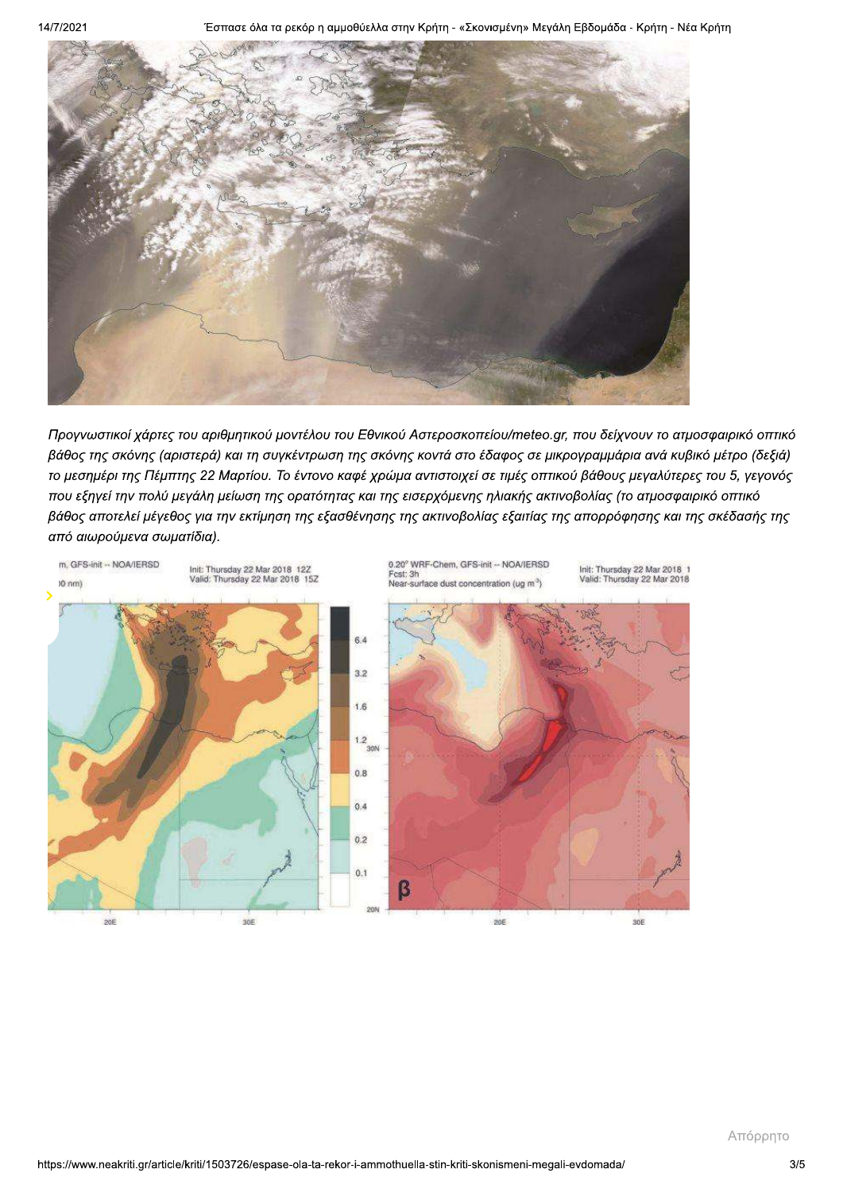*Προγνωστικοί χάρτες του αριθμητικού μοντέλου του Εθνικού Αστεροσκοπείου/meteo.gr, που δείχνουν το ατμοσφαιρικό οπτικό βάθος της σκόνης (αριστερά) και τη συγκέντρωση της σκόνης κοντά στο έδαφος σε μικρογραμμάρια ανά κυβικό μέτρο (δεξιά) το μεσημέρι της Πέμπτης 22 Μαρτίου. Το έντονο καφέ χρώμα αντιστοιχεί σε τιμές οπτικού βάθους μεγαλύτερες του 5, γεγονός που εξηγεί την πολύ μεγάλη μείωση της ορατότητας και της εισερχόμενης ηλιακής ακτινοβολίας (το ατμοσφαιρικό οπτικό βάθος αποτελεί μέγεθος για την εκτίμηση της εξασθένησης της ακτινοβολίας εξαιτίας της απορρόφησης και της σκέδασής της από αιωρούμενα σωματίδια).*

m, GFS-init -- NOA/IERSD
00 nm)
Init: Thursday 22 Mar 2018 12Z
Valid: Thursday 22 Mar 2018 15Z
6.4
3.2
1.6
1.2
0.8
0.4
0.2
0.1
30N
20N
20E
30E

0.20° WRF-Chem, GFS-init -- NOA/IERSD
Fcst: 3h
Near-surface dust concentration (ug m$^{-3}$)
Init: Thursday 22 Mar 2018 1
Valid: Thursday 22 Mar 2018
β
20E
30E

Απόρρητο